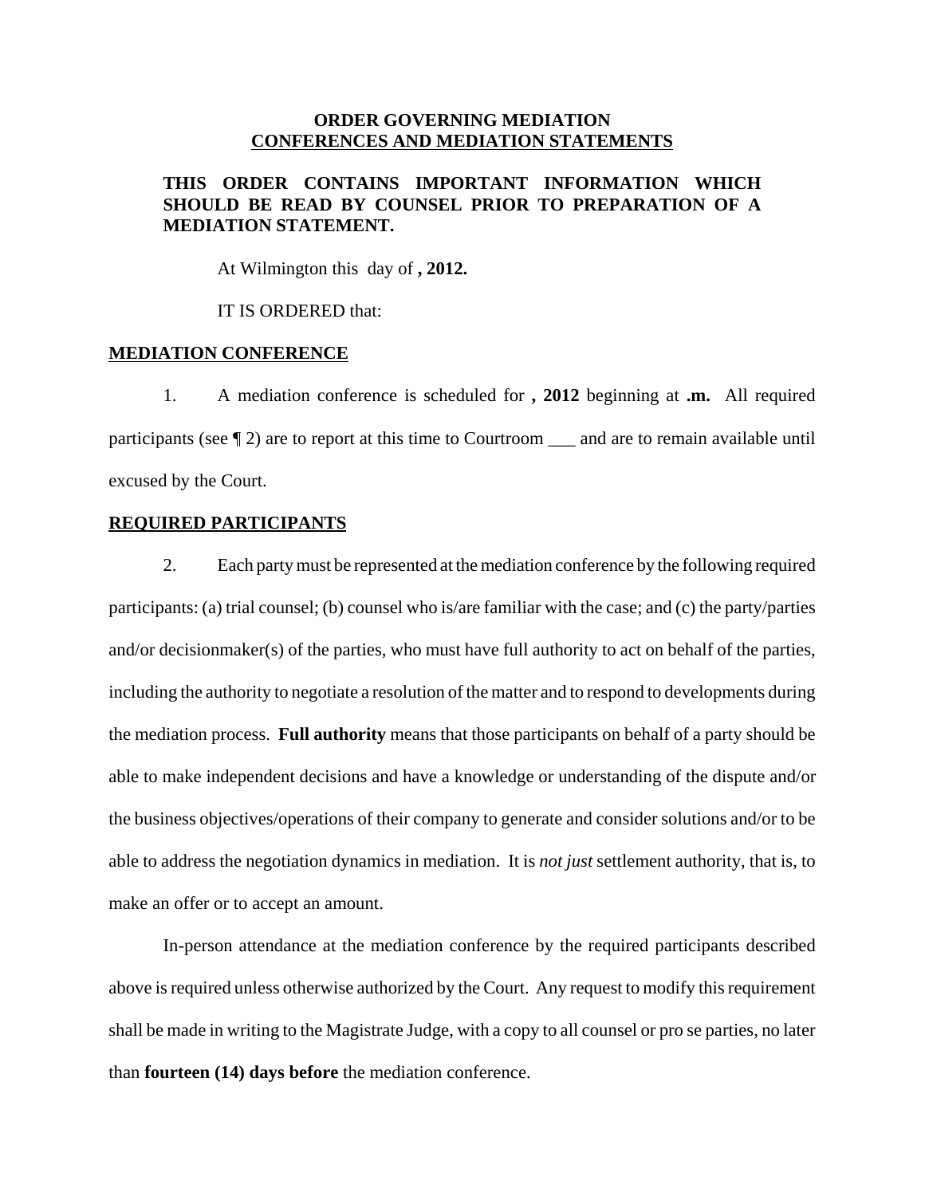**ORDER GOVERNING MEDIATION**
**CONFERENCES AND MEDIATION STATEMENTS**

**THIS ORDER CONTAINS IMPORTANT INFORMATION WHICH SHOULD BE READ BY COUNSEL PRIOR TO PREPARATION OF A MEDIATION STATEMENT.**

At Wilmington this day of **, 2012.**

IT IS ORDERED that:

**MEDIATION CONFERENCE**

1. A mediation conference is scheduled for **, 2012** beginning at **.m.** All required participants (see ¶ 2) are to report at this time to Courtroom ___ and are to remain available until excused by the Court.

**REQUIRED PARTICIPANTS**

2. Each party must be represented at the mediation conference by the following required participants: (a) trial counsel; (b) counsel who is/are familiar with the case; and (c) the party/parties and/or decisionmaker(s) of the parties, who must have full authority to act on behalf of the parties, including the authority to negotiate a resolution of the matter and to respond to developments during the mediation process. **Full authority** means that those participants on behalf of a party should be able to make independent decisions and have a knowledge or understanding of the dispute and/or the business objectives/operations of their company to generate and consider solutions and/or to be able to address the negotiation dynamics in mediation. It is *not just* settlement authority, that is, to make an offer or to accept an amount.

In-person attendance at the mediation conference by the required participants described above is required unless otherwise authorized by the Court. Any request to modify this requirement shall be made in writing to the Magistrate Judge, with a copy to all counsel or pro se parties, no later than **fourteen (14) days before** the mediation conference.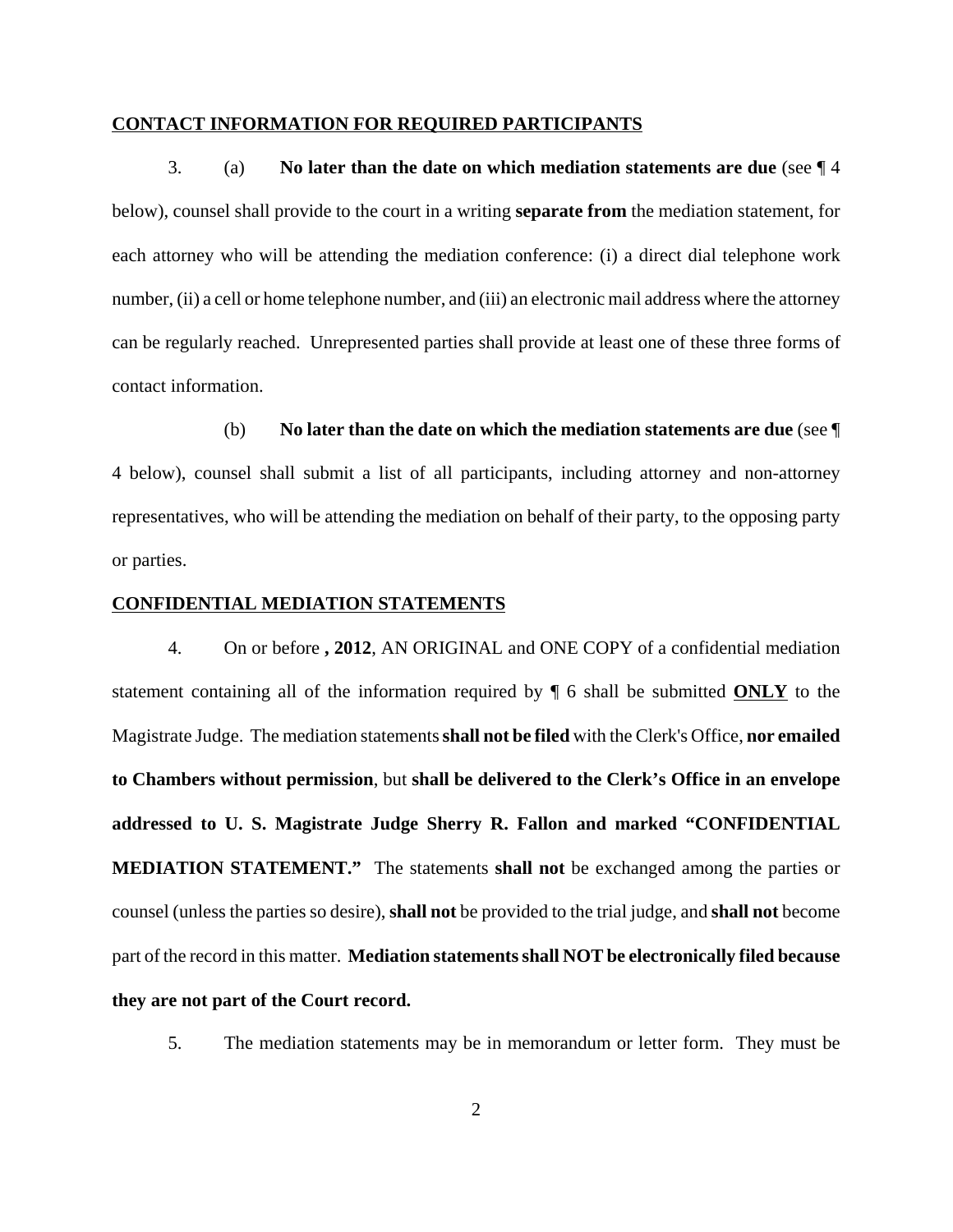**CONTACT INFORMATION FOR REQUIRED PARTICIPANTS**

3. (a) **No later than the date on which mediation statements are due** (see ¶ 4 below), counsel shall provide to the court in a writing **separate from** the mediation statement, for each attorney who will be attending the mediation conference: (i) a direct dial telephone work number, (ii) a cell or home telephone number, and (iii) an electronic mail address where the attorney can be regularly reached. Unrepresented parties shall provide at least one of these three forms of contact information.

(b) **No later than the date on which the mediation statements are due** (see **¶** 4 below), counsel shall submit a list of all participants, including attorney and non-attorney representatives, who will be attending the mediation on behalf of their party, to the opposing party or parties.

**CONFIDENTIAL MEDIATION STATEMENTS**

4. On or before **, 2012**, AN ORIGINAL and ONE COPY of a confidential mediation statement containing all of the information required by ¶ 6 shall be submitted **ONLY** to the Magistrate Judge. The mediation statements **shall not be filed** with the Clerk's Office, **nor emailed to Chambers without permission**, but **shall be delivered to the Clerk's Office in an envelope addressed to U. S. Magistrate Judge Sherry R. Fallon and marked "CONFIDENTIAL MEDIATION STATEMENT."** The statements **shall not** be exchanged among the parties or counsel (unless the parties so desire), **shall not** be provided to the trial judge, and **shall not** become part of the record in this matter. **Mediation statements shall NOT be electronically filed because they are not part of the Court record.**

5. The mediation statements may be in memorandum or letter form. They must be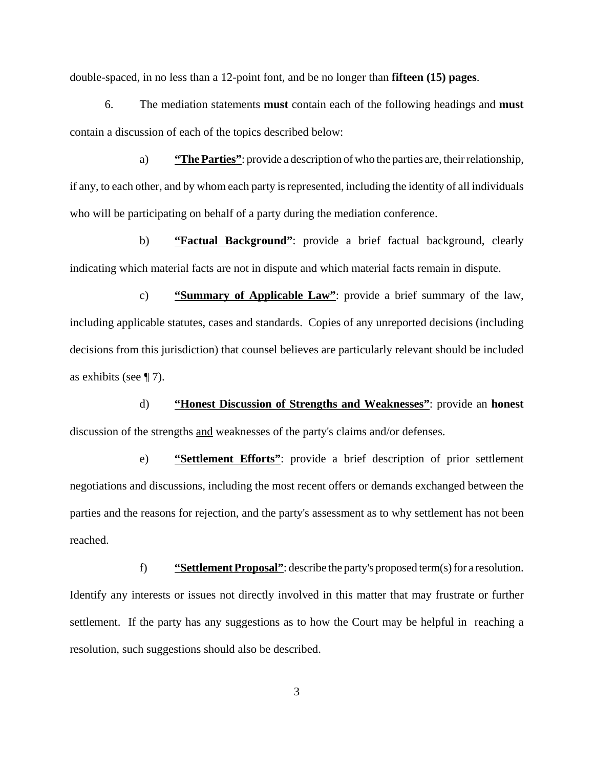double-spaced, in no less than a 12-point font, and be no longer than **fifteen (15) pages**.

6. The mediation statements **must** contain each of the following headings and **must** contain a discussion of each of the topics described below:

a) **<u>"The Parties"</u>**: provide a description of who the parties are, their relationship, if any, to each other, and by whom each party is represented, including the identity of all individuals who will be participating on behalf of a party during the mediation conference.

b) **<u>"Factual Background"</u>**: provide a brief factual background, clearly indicating which material facts are not in dispute and which material facts remain in dispute.

c) **<u>"Summary of Applicable Law"</u>**: provide a brief summary of the law, including applicable statutes, cases and standards. Copies of any unreported decisions (including decisions from this jurisdiction) that counsel believes are particularly relevant should be included as exhibits (see ¶ 7).

d) **<u>"Honest Discussion of Strengths and Weaknesses"</u>**: provide an **honest** discussion of the strengths <u>and</u> weaknesses of the party's claims and/or defenses.

e) **<u>"Settlement Efforts"</u>**: provide a brief description of prior settlement negotiations and discussions, including the most recent offers or demands exchanged between the parties and the reasons for rejection, and the party's assessment as to why settlement has not been reached.

f) **<u>"Settlement Proposal"</u>**: describe the party's proposed term(s) for a resolution. Identify any interests or issues not directly involved in this matter that may frustrate or further settlement. If the party has any suggestions as to how the Court may be helpful in reaching a resolution, such suggestions should also be described.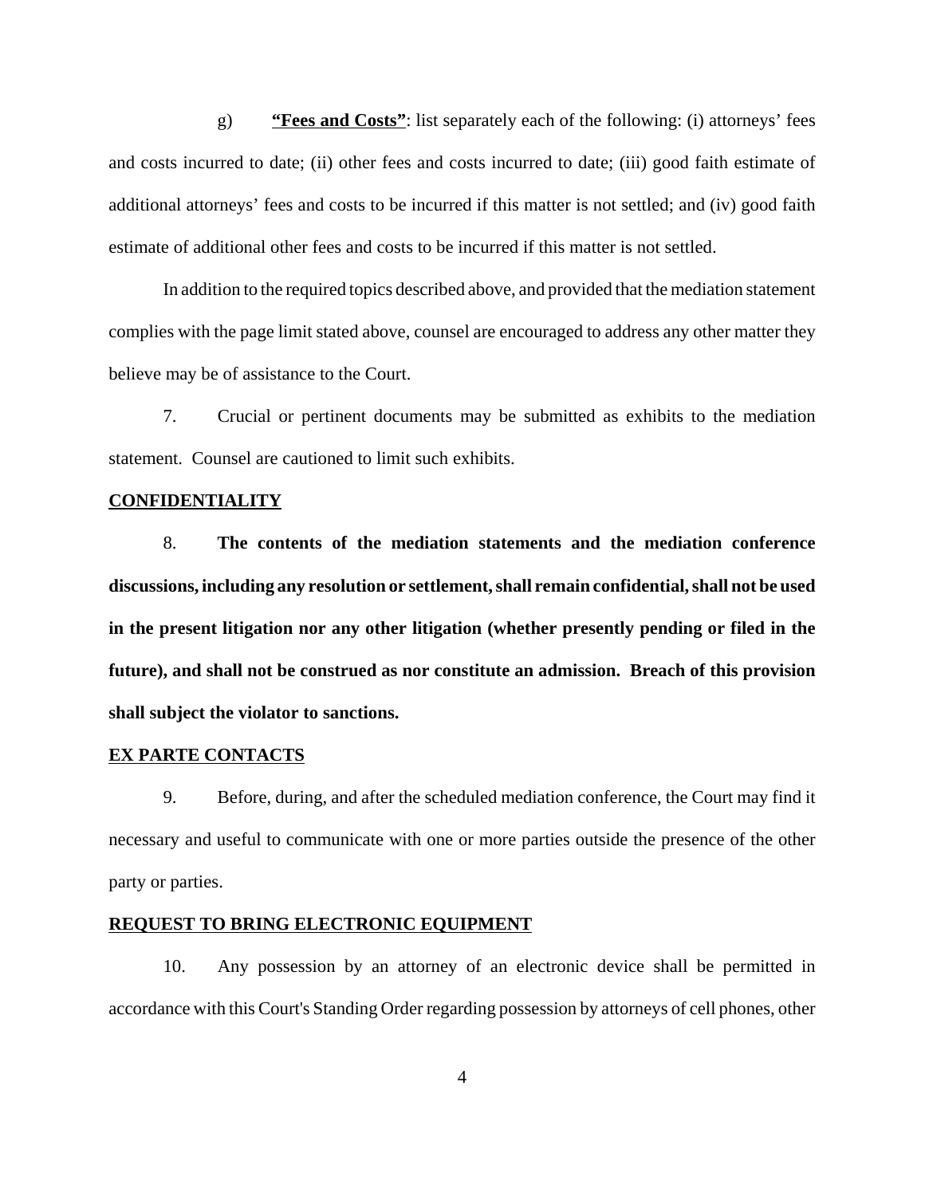g) **<u>"Fees and Costs"</u>**: list separately each of the following: (i) attorneys' fees and costs incurred to date; (ii) other fees and costs incurred to date; (iii) good faith estimate of additional attorneys' fees and costs to be incurred if this matter is not settled; and (iv) good faith estimate of additional other fees and costs to be incurred if this matter is not settled.

In addition to the required topics described above, and provided that the mediation statement complies with the page limit stated above, counsel are encouraged to address any other matter they believe may be of assistance to the Court.

7. Crucial or pertinent documents may be submitted as exhibits to the mediation statement. Counsel are cautioned to limit such exhibits.

**<u>CONFIDENTIALITY</u>**

8. **The contents of the mediation statements and the mediation conference discussions, including any resolution or settlement, shall remain confidential, shall not be used in the present litigation nor any other litigation (whether presently pending or filed in the future), and shall not be construed as nor constitute an admission. Breach of this provision shall subject the violator to sanctions.**

**<u>EX PARTE CONTACTS</u>**

9. Before, during, and after the scheduled mediation conference, the Court may find it necessary and useful to communicate with one or more parties outside the presence of the other party or parties.

**<u>REQUEST TO BRING ELECTRONIC EQUIPMENT</u>**

10. Any possession by an attorney of an electronic device shall be permitted in accordance with this Court's Standing Order regarding possession by attorneys of cell phones, other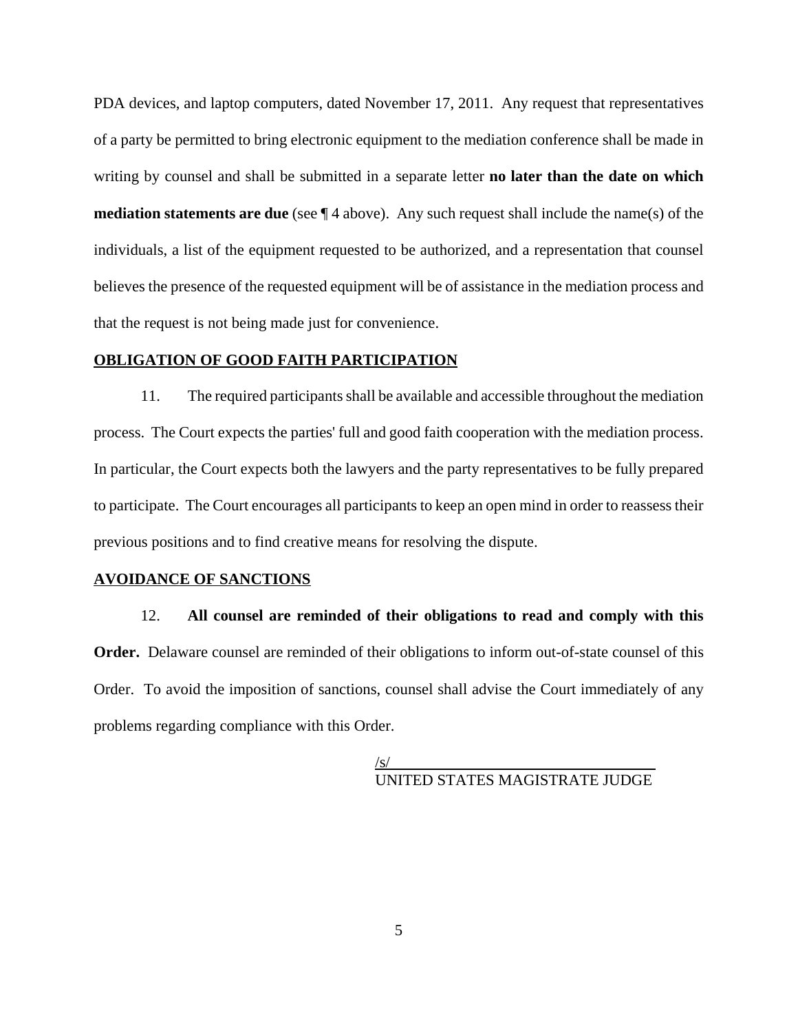PDA devices, and laptop computers, dated November 17, 2011. Any request that representatives of a party be permitted to bring electronic equipment to the mediation conference shall be made in writing by counsel and shall be submitted in a separate letter **no later than the date on which mediation statements are due** (see ¶ 4 above). Any such request shall include the name(s) of the individuals, a list of the equipment requested to be authorized, and a representation that counsel believes the presence of the requested equipment will be of assistance in the mediation process and that the request is not being made just for convenience.

## OBLIGATION OF GOOD FAITH PARTICIPATION

11. The required participants shall be available and accessible throughout the mediation process. The Court expects the parties' full and good faith cooperation with the mediation process. In particular, the Court expects both the lawyers and the party representatives to be fully prepared to participate. The Court encourages all participants to keep an open mind in order to reassess their previous positions and to find creative means for resolving the dispute.

## AVOIDANCE OF SANCTIONS

12. **All counsel are reminded of their obligations to read and comply with this Order.** Delaware counsel are reminded of their obligations to inform out-of-state counsel of this Order. To avoid the imposition of sanctions, counsel shall advise the Court immediately of any problems regarding compliance with this Order.

/s/
UNITED STATES MAGISTRATE JUDGE